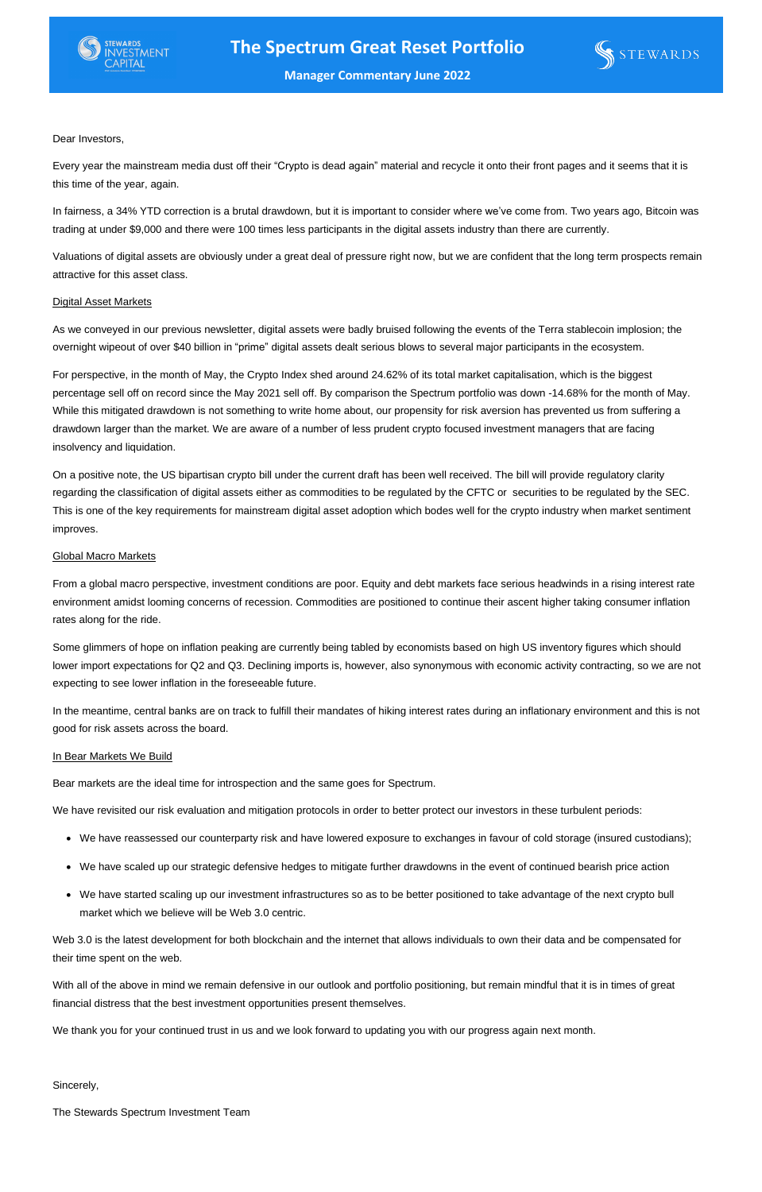# The Spectrum Great Reset Portfolio

## Manager Commentary June 2022

Dear Investors,

Every year the mainstream media dust off their "Crypto is dead again" material and recycle it onto their front pages and it seems that it is this time of the year, again.

In fairness, a 34% YTD correction is a brutal drawdown, but it is important to consider where we've come from. Two years ago, Bitcoin was trading at under $9,000 and there were 100 times less participants in the digital assets industry than there are currently.

Valuations of digital assets are obviously under a great deal of pressure right now, but we are confident that the long term prospects remain attractive for this asset class.

### Digital Asset Markets

As we conveyed in our previous newsletter, digital assets were badly bruised following the events of the Terra stablecoin implosion; the overnight wipeout of over $40 billion in "prime" digital assets dealt serious blows to several major participants in the ecosystem.

For perspective, in the month of May, the Crypto Index shed around 24.62% of its total market capitalisation, which is the biggest percentage sell off on record since the May 2021 sell off. By comparison the Spectrum portfolio was down -14.68% for the month of May. While this mitigated drawdown is not something to write home about, our propensity for risk aversion has prevented us from suffering a drawdown larger than the market. We are aware of a number of less prudent crypto focused investment managers that are facing insolvency and liquidation.

On a positive note, the US bipartisan crypto bill under the current draft has been well received. The bill will provide regulatory clarity regarding the classification of digital assets either as commodities to be regulated by the CFTC or securities to be regulated by the SEC. This is one of the key requirements for mainstream digital asset adoption which bodes well for the crypto industry when market sentiment improves.

### Global Macro Markets

From a global macro perspective, investment conditions are poor. Equity and debt markets face serious headwinds in a rising interest rate environment amidst looming concerns of recession. Commodities are positioned to continue their ascent higher taking consumer inflation rates along for the ride.

Some glimmers of hope on inflation peaking are currently being tabled by economists based on high US inventory figures which should lower import expectations for Q2 and Q3. Declining imports is, however, also synonymous with economic activity contracting, so we are not expecting to see lower inflation in the foreseeable future.

In the meantime, central banks are on track to fulfill their mandates of hiking interest rates during an inflationary environment and this is not good for risk assets across the board.

### In Bear Markets We Build

Bear markets are the ideal time for introspection and the same goes for Spectrum.

We have revisited our risk evaluation and mitigation protocols in order to better protect our investors in these turbulent periods:

- We have reassessed our counterparty risk and have lowered exposure to exchanges in favour of cold storage (insured custodians);
- We have scaled up our strategic defensive hedges to mitigate further drawdowns in the event of continued bearish price action
- We have started scaling up our investment infrastructures so as to be better positioned to take advantage of the next crypto bull market which we believe will be Web 3.0 centric.

Web 3.0 is the latest development for both blockchain and the internet that allows individuals to own their data and be compensated for their time spent on the web.

With all of the above in mind we remain defensive in our outlook and portfolio positioning, but remain mindful that it is in times of great financial distress that the best investment opportunities present themselves.

We thank you for your continued trust in us and we look forward to updating you with our progress again next month.

Sincerely,

The Stewards Spectrum Investment Team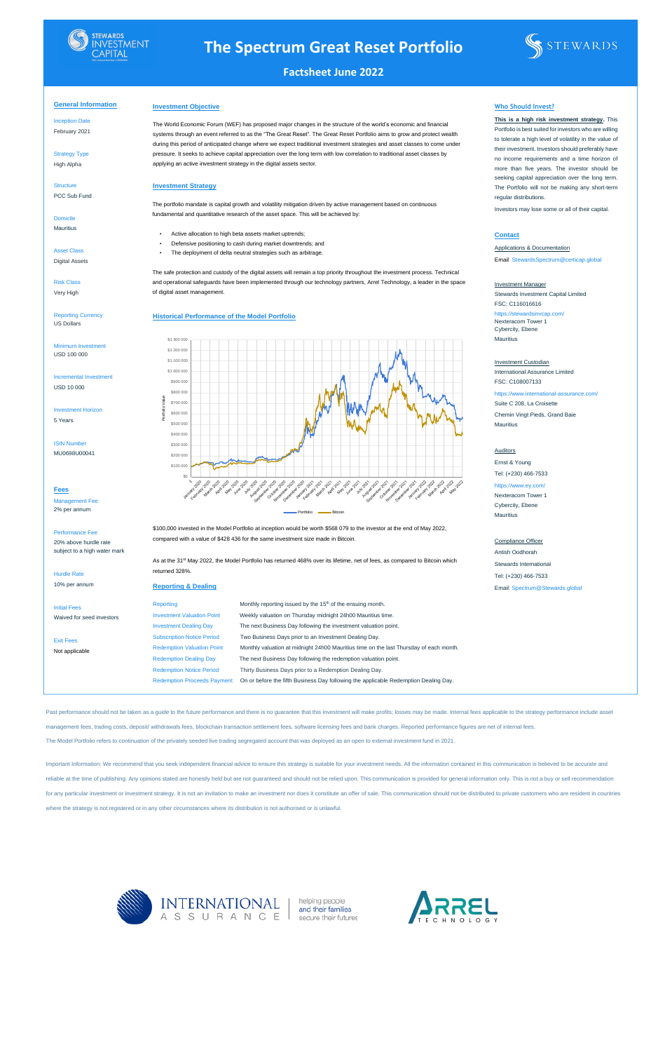# The Spectrum Great Reset Portfolio

## Factsheet June 2022

### General Information

Inception Date
February 2021

Strategy Type
High Alpha

Structure
PCC Sub Fund

Domicile
Mauritius

Asset Class
Digital Assets

Risk Class
Very High

Reporting Currency
US Dollars

Minimum Investment
USD 100 000

Incremental Investment
USD 10 000

Investment Horizon
5 Years

ISIN Number
MU0698U00041

### Fees

Management Fee
2% per annum

Performance Fee
20% above hurdle rate subject to a high water mark

Hurdle Rate
10% per annum

Initial Fees
Waived for seed investors

Exit Fees
Not applicable

### Investment Objective

The World Economic Forum (WEF) has proposed major changes in the structure of the world's economic and financial systems through an event referred to as the "The Great Reset". The Great Reset Portfolio aims to grow and protect wealth during this period of anticipated change where we expect traditional investment strategies and asset classes to come under pressure. It seeks to achieve capital appreciation over the long term with low correlation to traditional asset classes by applying an active investment strategy in the digital assets sector.

### Investment Strategy

The portfolio mandate is capital growth and volatility mitigation driven by active management based on continuous fundamental and quantitative research of the asset space. This will be achieved by:

- Active allocation to high beta assets market uptrends;
- Defensive positioning to cash during market downtrends; and
- The deployment of delta neutral strategies such as arbitrage.

The safe protection and custody of the digital assets will remain a top priority throughout the investment process. Technical and operational safeguards have been implemented through our technology partners, Arrel Technology, a leader in the space of digital asset management.

### Historical Performance of the Model Portfolio

$1 300 000
$1 200 000
$1 100 000
$1 000 000
$900 000
$800 000
$700 000
$600 000
$500 000
$400 000
$300 000
$200 000
$100 000
$0

Portfolio Value

January 2020, February 2020, March 2020, April 2020, May 2020, June 2020, July 2020, August 2020, September 2020, October 2020, November 2020, December 2020, January 2021, February 2021, March 2021, April 2021, May 2021, June 2021, July 2021, August 2021, September 2021, October 2021, November 2021, December 2021, January 2022, February 2022, March 2022, April 2022, May 2022

Portfolio — Bitcoin

$100,000 invested in the Model Portfolio at inception would be worth $568 079 to the investor at the end of May 2022, compared with a value of $428 436 for the same investment size made in Bitcoin.

As at the 31st May 2022, the Model Portfolio has returned 468% over its lifetime, net of fees, as compared to Bitcoin which returned 328%.

### Reporting & Dealing

| | |
|---|---|
| Reporting | Monthly reporting issued by the 15th of the ensuing month. |
| Investment Valuation Point | Weekly valuation on Thursday midnight 24h00 Mauritius time. |
| Investment Dealing Day | The next Business Day following the investment valuation point. |
| Subscription Notice Period | Two Business Days prior to an Investment Dealing Day. |
| Redemption Valuation Point | Monthly valuation at midnight 24h00 Mauritius time on the last Thursday of each month. |
| Redemption Dealing Day | The next Business Day following the redemption valuation point. |
| Redemption Notice Period | Thirty Business Days prior to a Redemption Dealing Day. |
| Redemption Proceeds Payment | On or before the fifth Business Day following the applicable Redemption Dealing Day. |

### Who Should Invest?

**This is a high risk investment strategy.** This Portfolio is best suited for investors who are willing to tolerate a high level of volatility in the value of their investment. Investors should preferably have no income requirements and a time horizon of more than five years. The investor should be seeking capital appreciation over the long term. The Portfolio will not be making any short-term regular distributions.

Investors may lose some or all of their capital.

### Contact

Applications & Documentation
Email: StewardsSpectrum@certicap.global

Investment Manager
Stewards Investment Capital Limited
FSC: C116016616
https://stewardsinvcap.com/
Nexteracom Tower 1
Cybercity, Ebene
Mauritius

Investment Custodian
International Assurance Limited
FSC: C108007133
https://www.international-assurance.com/
Suite C 208, La Croisette
Chemin Vingt Pieds, Grand Baie
Mauritius

Auditors
Ernst & Young
Tel: (+230) 466-7533
https://www.ey.com/
Nexteracom Tower 1
Cybercity, Ebene
Mauritius

Compliance Officer
Antish Oodhorah
Stewards International
Tel: (+230) 466-7533
Email: Spectrum@Stewards.global

Past performance should not be taken as a guide to the future performance and there is no guarantee that this investment will make profits; losses may be made. Internal fees applicable to the strategy performance include asset management fees, trading costs, deposit/ withdrawals fees, blockchain transaction settlement fees, software licensing fees and bank charges. Reported performance figures are net of internal fees.

The Model Portfolio refers to continuation of the privately seeded live trading segregated account that was deployed as an open to external investment fund in 2021.

Important Information: We recommend that you seek independent financial advice to ensure this strategy is suitable for your investment needs. All the information contained in this communication is believed to be accurate and reliable at the time of publishing. Any opinions stated are honestly held but are not guaranteed and should not be relied upon. This communication is provided for general information only. This is not a buy or sell recommendation for any particular investment or investment strategy. It is not an invitation to make an investment nor does it constitute an offer of sale. This communication should not be distributed to private customers who are resident in countries where the strategy is not registered or in any other circumstances where its distribution is not authorised or is unlawful.

INTERNATIONAL ASSURANCE — helping people and their families secure their futures

ARREL TECHNOLOGY